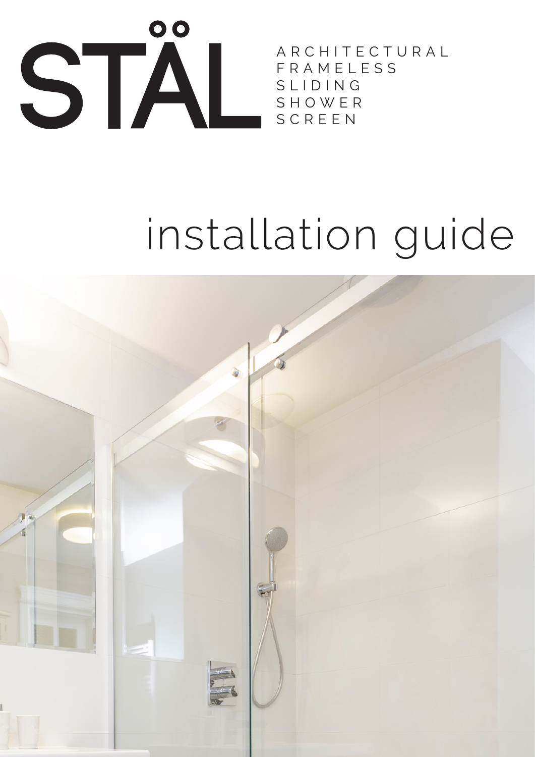# STÄL

ARCHITECTURAL
FRAMELESS
SLIDING
SHOWER
SCREEN

# installation guide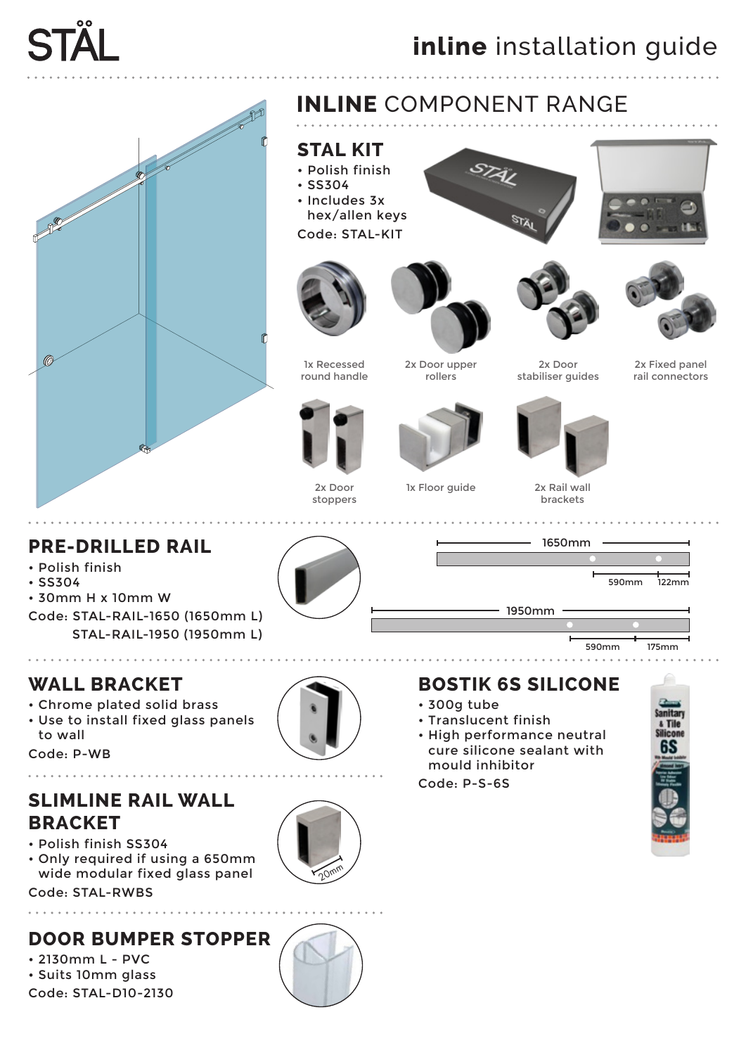# STÅL

## **inline** installation guide

## INLINE COMPONENT RANGE

### STAL KIT

- Polish finish
- SS304
- Includes 3x hex/allen keys

Code: STAL-KIT

1x Recessed round handle

2x Door upper rollers

2x Door stabiliser guides

2x Fixed panel rail connectors

2x Door stoppers

1x Floor guide

2x Rail wall brackets

### PRE-DRILLED RAIL

- Polish finish
- SS304
- 30mm H x 10mm W

Code: STAL-RAIL-1650 (1650mm L)
STAL-RAIL-1950 (1950mm L)

1650mm — 590mm — 122mm

1950mm — 590mm — 175mm

### WALL BRACKET

- Chrome plated solid brass
- Use to install fixed glass panels to wall

Code: P-WB

### SLIMLINE RAIL WALL BRACKET

- Polish finish SS304
- Only required if using a 650mm wide modular fixed glass panel

Code: STAL-RWBS

20mm

### DOOR BUMPER STOPPER

- 2130mm L - PVC
- Suits 10mm glass

Code: STAL-D10-2130

### BOSTIK 6S SILICONE

- 300g tube
- Translucent finish
- High performance neutral cure silicone sealant with mould inhibitor

Code: P-S-6S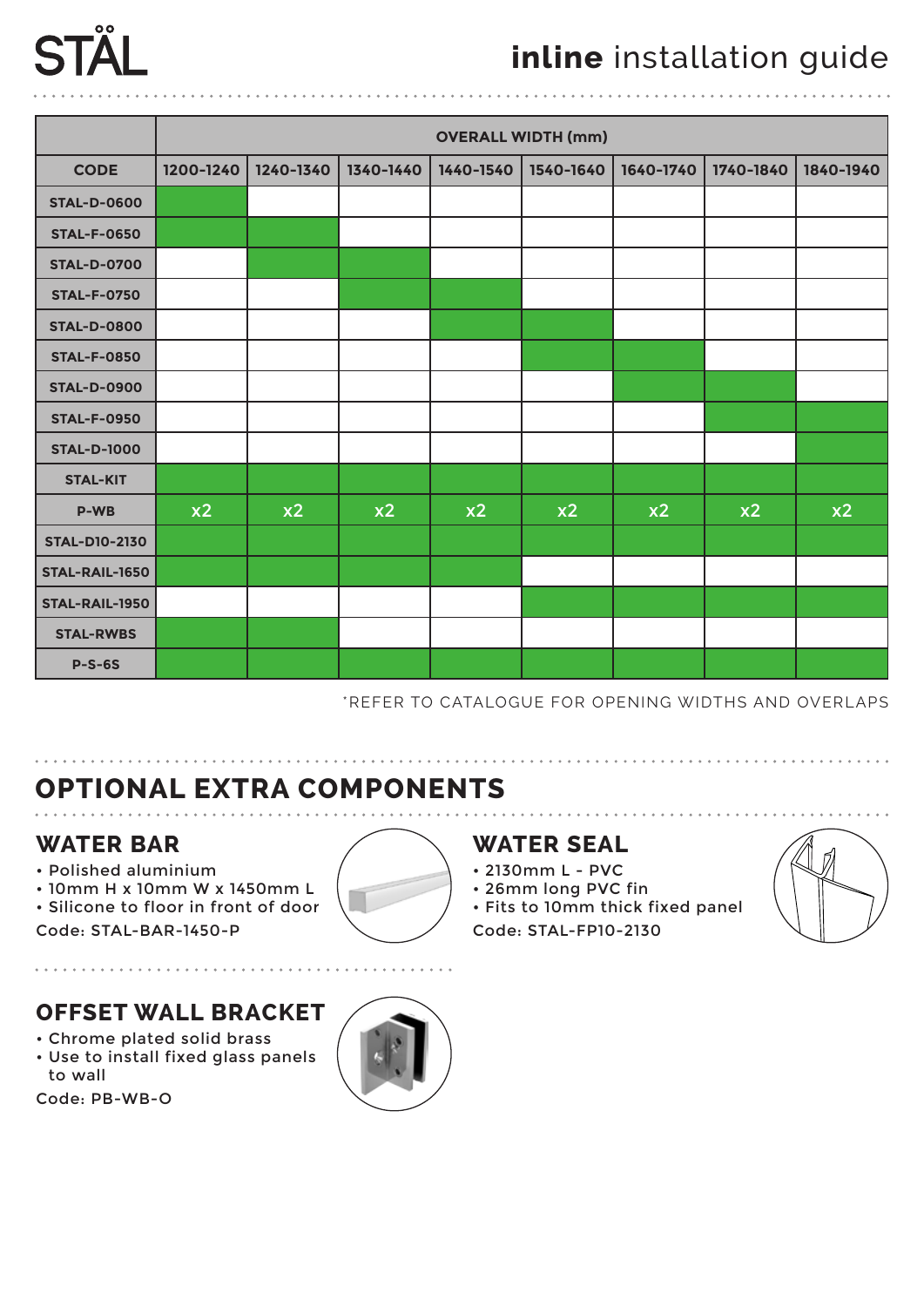# STÅL

## **inline** installation guide

| | OVERALL WIDTH (mm) | | | | | | | |
|---|---|---|---|---|---|---|---|---|
| **CODE** | **1200-1240** | **1240-1340** | **1340-1440** | **1440-1540** | **1540-1640** | **1640-1740** | **1740-1840** | **1840-1940** |
| **STAL-D-0600** | ✓ | | | | | | | |
| **STAL-F-0650** | ✓ | ✓ | | | | | | |
| **STAL-D-0700** | | ✓ | ✓ | | | | | |
| **STAL-F-0750** | | | ✓ | ✓ | | | | |
| **STAL-D-0800** | | | | ✓ | ✓ | | | |
| **STAL-F-0850** | | | | | ✓ | ✓ | | |
| **STAL-D-0900** | | | | | | ✓ | ✓ | |
| **STAL-F-0950** | | | | | | | ✓ | ✓ |
| **STAL-D-1000** | | | | | | | | ✓ |
| **STAL-KIT** | ✓ | ✓ | ✓ | ✓ | ✓ | ✓ | ✓ | ✓ |
| **P-WB** | x2 | x2 | x2 | x2 | x2 | x2 | x2 | x2 |
| **STAL-D10-2130** | ✓ | ✓ | ✓ | ✓ | ✓ | ✓ | ✓ | ✓ |
| **STAL-RAIL-1650** | ✓ | ✓ | ✓ | ✓ | | | | |
| **STAL-RAIL-1950** | | | | | ✓ | ✓ | ✓ | ✓ |
| **STAL-RWBS** | ✓ | ✓ | | | | | | |
| **P-S-6S** | ✓ | ✓ | ✓ | ✓ | ✓ | ✓ | ✓ | ✓ |

*REFER TO CATALOGUE FOR OPENING WIDTHS AND OVERLAPS

## OPTIONAL EXTRA COMPONENTS

### WATER BAR

- Polished aluminium
- 10mm H x 10mm W x 1450mm L
- Silicone to floor in front of door

Code: STAL-BAR-1450-P

### WATER SEAL

- 2130mm L - PVC
- 26mm long PVC fin
- Fits to 10mm thick fixed panel

Code: STAL-FP10-2130

### OFFSET WALL BRACKET

- Chrome plated solid brass
- Use to install fixed glass panels to wall

Code: PB-WB-O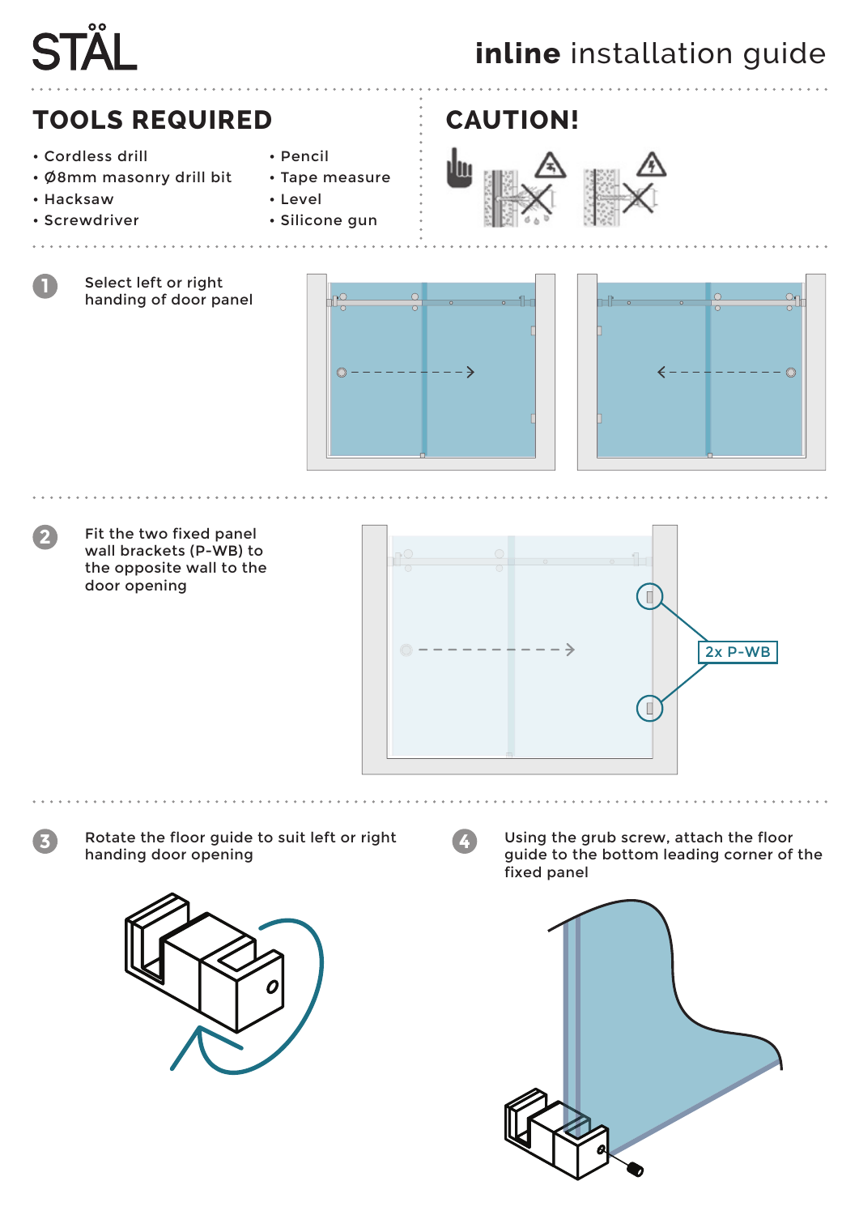# STÅL

## **inline** installation guide

## TOOLS REQUIRED

- Cordless drill
- Ø8mm masonry drill bit
- Hacksaw
- Screwdriver
- Pencil
- Tape measure
- Level
- Silicone gun

## CAUTION!

**1** Select left or right handing of door panel

**2** Fit the two fixed panel wall brackets (P-WB) to the opposite wall to the door opening

2x P-WB

**3** Rotate the floor guide to suit left or right handing door opening

**4** Using the grub screw, attach the floor guide to the bottom leading corner of the fixed panel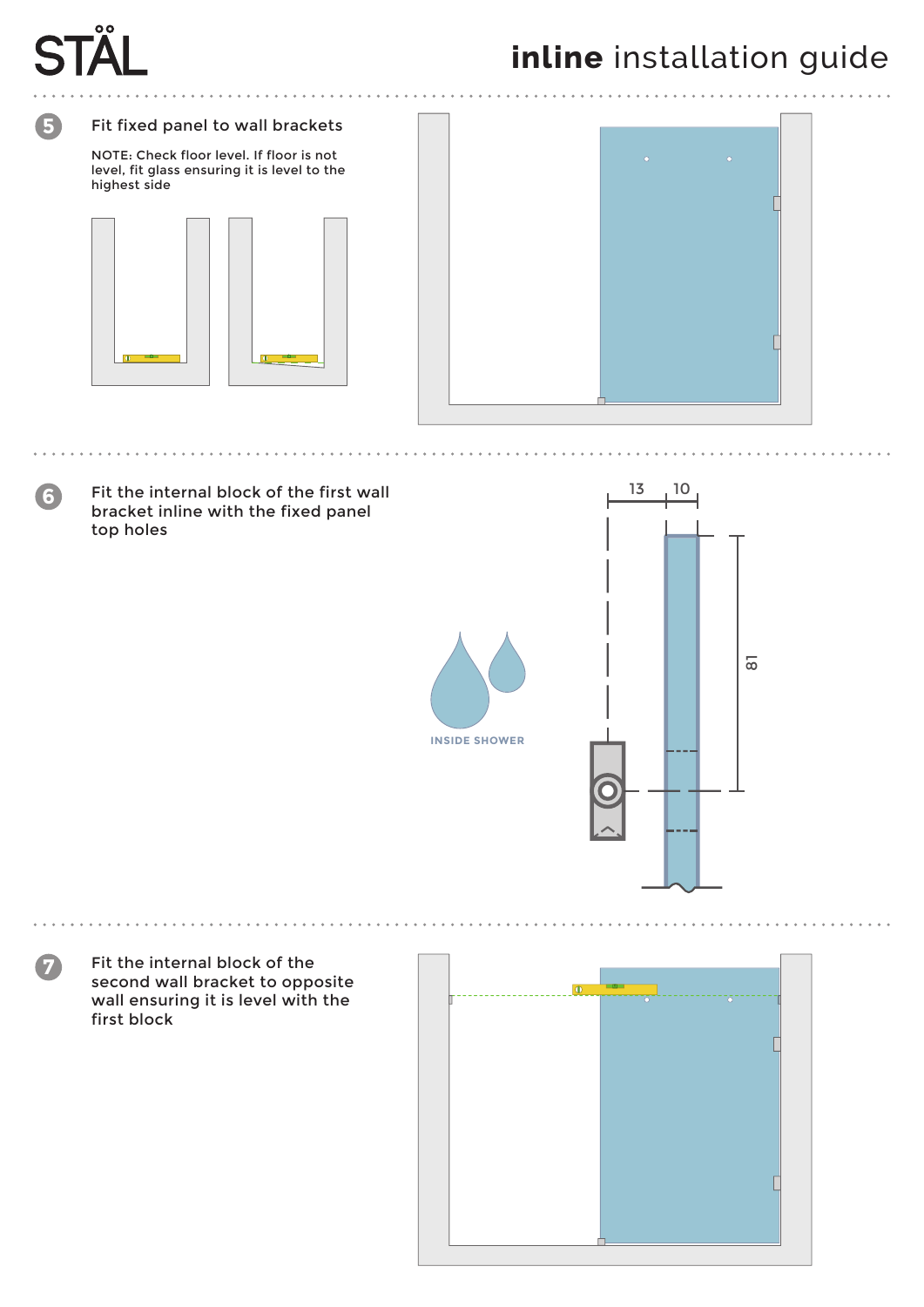# inline installation guide

**5** Fit fixed panel to wall brackets

NOTE: Check floor level. If floor is not level, fit glass ensuring it is level to the highest side

**6** Fit the internal block of the first wall bracket inline with the fixed panel top holes

13 10

81

INSIDE SHOWER

**7** Fit the internal block of the second wall bracket to opposite wall ensuring it is level with the first block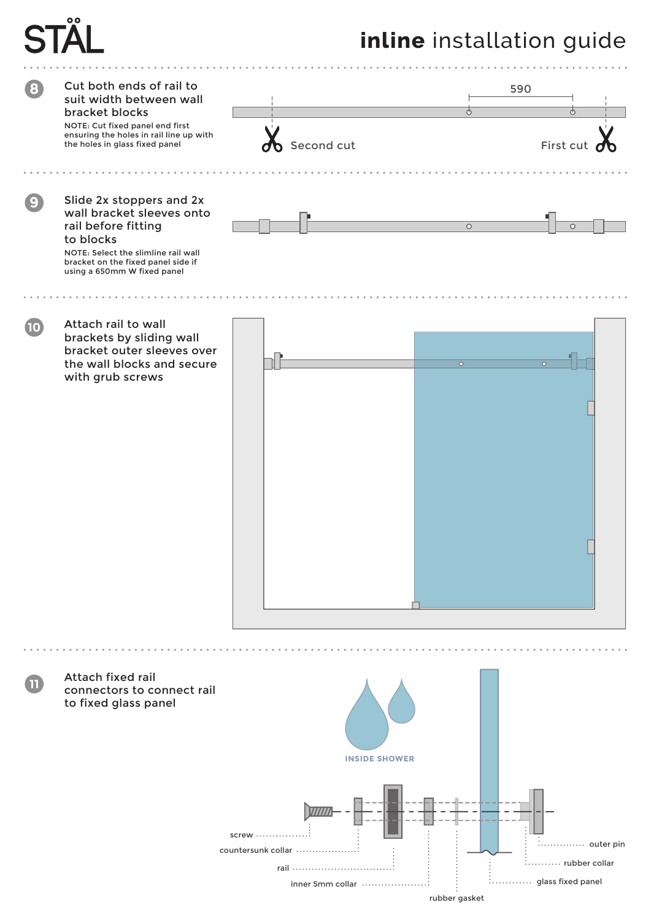# STÅL

## **inline** installation guide

**8** Cut both ends of rail to suit width between wall bracket blocks

NOTE: Cut fixed panel end first ensuring the holes in rail line up with the holes in glass fixed panel

590

Second cut

First cut

**9** Slide 2x stoppers and 2x wall bracket sleeves onto rail before fitting to blocks

NOTE: Select the slimline rail wall bracket on the fixed panel side if using a 650mm W fixed panel

**10** Attach rail to wall brackets by sliding wall bracket outer sleeves over the wall blocks and secure with grub screws

**11** Attach fixed rail connectors to connect rail to fixed glass panel

INSIDE SHOWER

screw

countersunk collar

rail

inner 5mm collar

rubber gasket

glass fixed panel

rubber collar

outer pin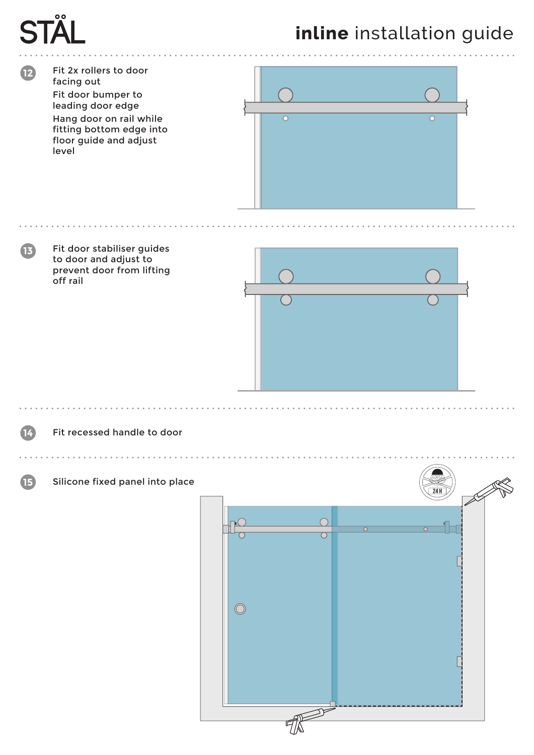**12** Fit 2x rollers to door facing out

Fit door bumper to leading door edge

Hang door on rail while fitting bottom edge into floor guide and adjust level

**13** Fit door stabiliser guides to door and adjust to prevent door from lifting off rail

**14** Fit recessed handle to door

**15** Silicone fixed panel into place

24 H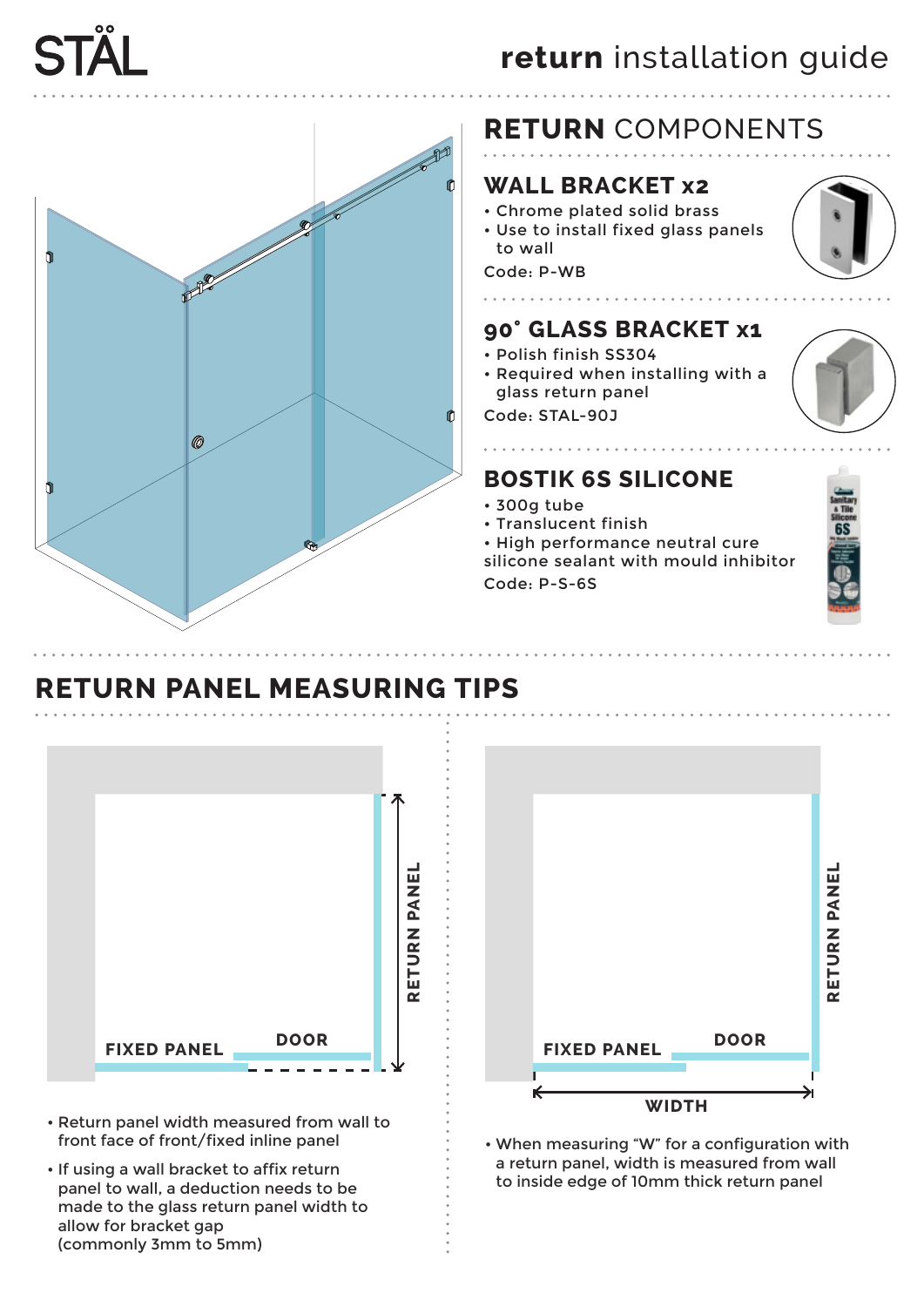STÅL

# **return** installation guide

## RETURN COMPONENTS

### WALL BRACKET x2

- Chrome plated solid brass
- Use to install fixed glass panels to wall

Code: P-WB

### 90˚ GLASS BRACKET x1

- Polish finish SS304
- Required when installing with a glass return panel

Code: STAL-90J

### BOSTIK 6S SILICONE

- 300g tube
- Translucent finish
- High performance neutral cure silicone sealant with mould inhibitor

Code: P-S-6S

## RETURN PANEL MEASURING TIPS

FIXED PANEL

DOOR

RETURN PANEL

- Return panel width measured from wall to front face of front/fixed inline panel
- If using a wall bracket to affix return panel to wall, a deduction needs to be made to the glass return panel width to allow for bracket gap (commonly 3mm to 5mm)

FIXED PANEL

DOOR

RETURN PANEL

WIDTH

- When measuring "W" for a configuration with a return panel, width is measured from wall to inside edge of 10mm thick return panel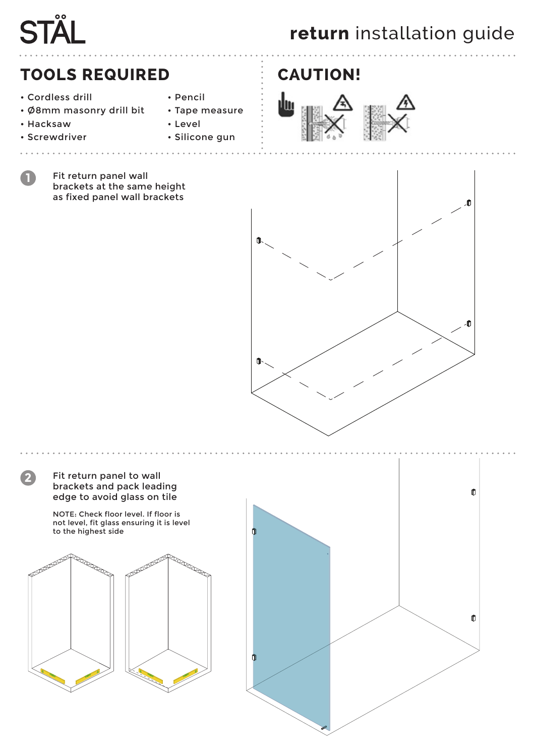STÅL

# return installation guide

## TOOLS REQUIRED

- Cordless drill
- Ø8mm masonry drill bit
- Hacksaw
- Screwdriver
- Pencil
- Tape measure
- Level
- Silicone gun

## CAUTION!

**1** Fit return panel wall brackets at the same height as fixed panel wall brackets

**2** Fit return panel to wall brackets and pack leading edge to avoid glass on tile

NOTE: Check floor level. If floor is not level, fit glass ensuring it is level to the highest side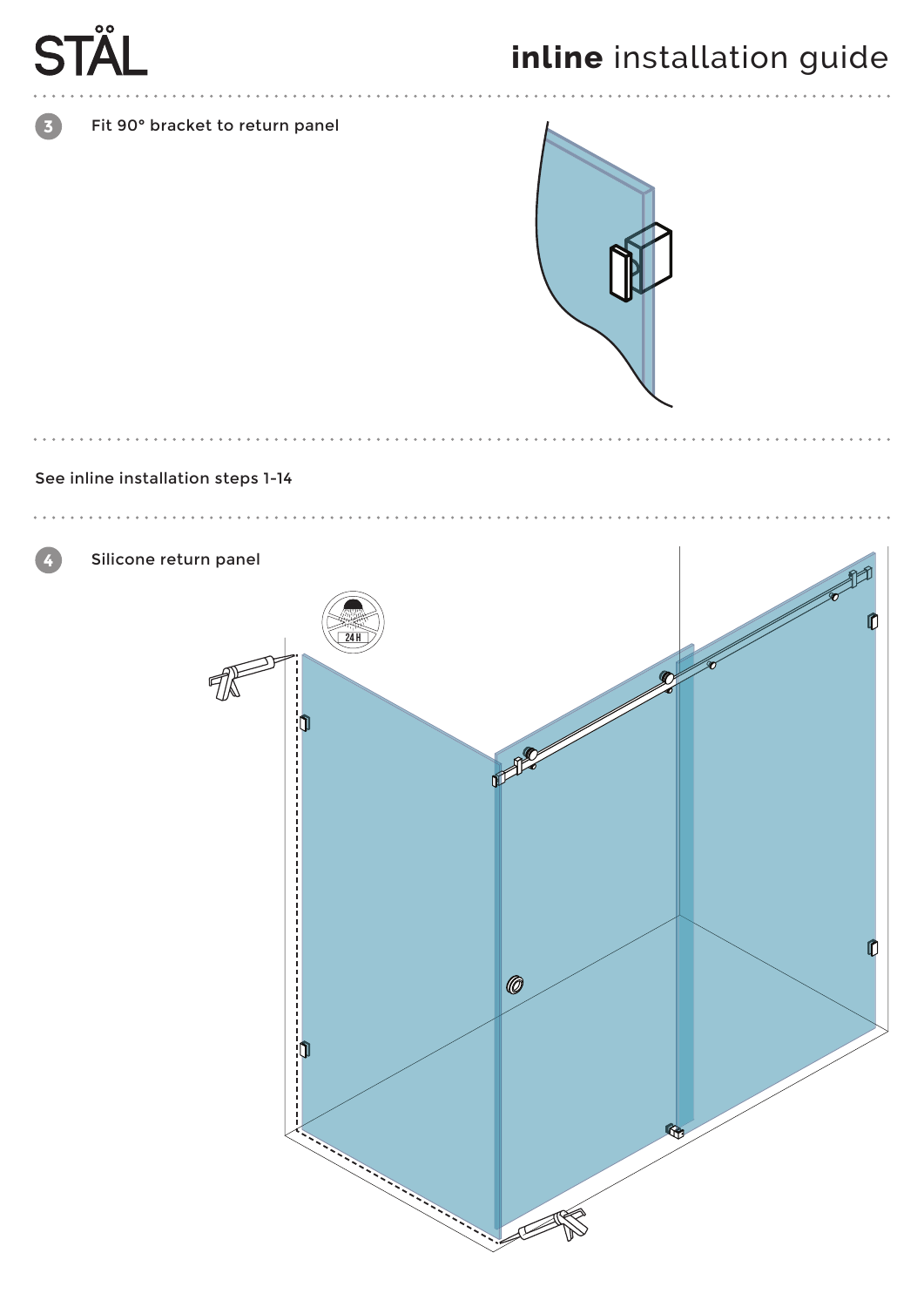# inline installation guide

3 Fit 90° bracket to return panel

See inline installation steps 1-14

4 Silicone return panel

24 H